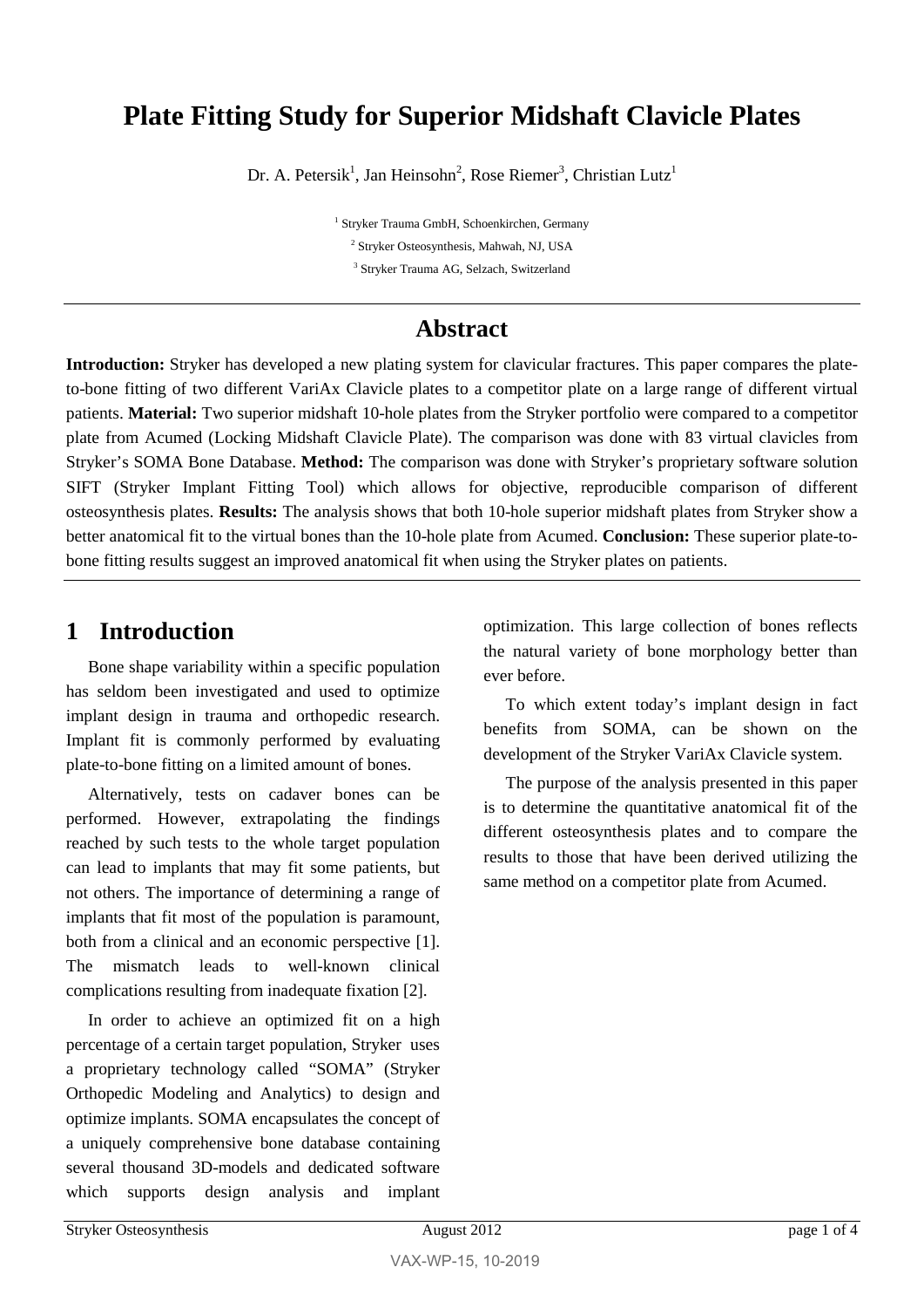# Plate Fitting Study for Superior Midshaft Clavicle Plates

Dr. A. Petersik[1], Jan Heinsohn[2], Rose Riemer[3], Christian Lutz[1]

[1] Stryker Trauma GmbH, Schoenkirchen, Germany

[2] Stryker Osteosynthesis, Mahwah, NJ, USA

[3] Stryker Trauma AG, Selzach, Switzerland

## Abstract

**Introduction:** Stryker has developed a new plating system for clavicular fractures. This paper compares the plate-to-bone fitting of two different VariAx Clavicle plates to a competitor plate on a large range of different virtual patients. **Material:** Two superior midshaft 10-hole plates from the Stryker portfolio were compared to a competitor plate from Acumed (Locking Midshaft Clavicle Plate). The comparison was done with 83 virtual clavicles from Stryker's SOMA Bone Database. **Method:** The comparison was done with Stryker's proprietary software solution SIFT (Stryker Implant Fitting Tool) which allows for objective, reproducible comparison of different osteosynthesis plates. **Results:** The analysis shows that both 10-hole superior midshaft plates from Stryker show a better anatomical fit to the virtual bones than the 10-hole plate from Acumed. **Conclusion:** These superior plate-to-bone fitting results suggest an improved anatomical fit when using the Stryker plates on patients.

## 1 Introduction

Bone shape variability within a specific population has seldom been investigated and used to optimize implant design in trauma and orthopedic research. Implant fit is commonly performed by evaluating plate-to-bone fitting on a limited amount of bones.

Alternatively, tests on cadaver bones can be performed. However, extrapolating the findings reached by such tests to the whole target population can lead to implants that may fit some patients, but not others. The importance of determining a range of implants that fit most of the population is paramount, both from a clinical and an economic perspective [1]. The mismatch leads to well-known clinical complications resulting from inadequate fixation [2].

In order to achieve an optimized fit on a high percentage of a certain target population, Stryker uses a proprietary technology called "SOMA" (Stryker Orthopedic Modeling and Analytics) to design and optimize implants. SOMA encapsulates the concept of a uniquely comprehensive bone database containing several thousand 3D-models and dedicated software which supports design analysis and implant optimization. This large collection of bones reflects the natural variety of bone morphology better than ever before.

To which extent today's implant design in fact benefits from SOMA, can be shown on the development of the Stryker VariAx Clavicle system.

The purpose of the analysis presented in this paper is to determine the quantitative anatomical fit of the different osteosynthesis plates and to compare the results to those that have been derived utilizing the same method on a competitor plate from Acumed.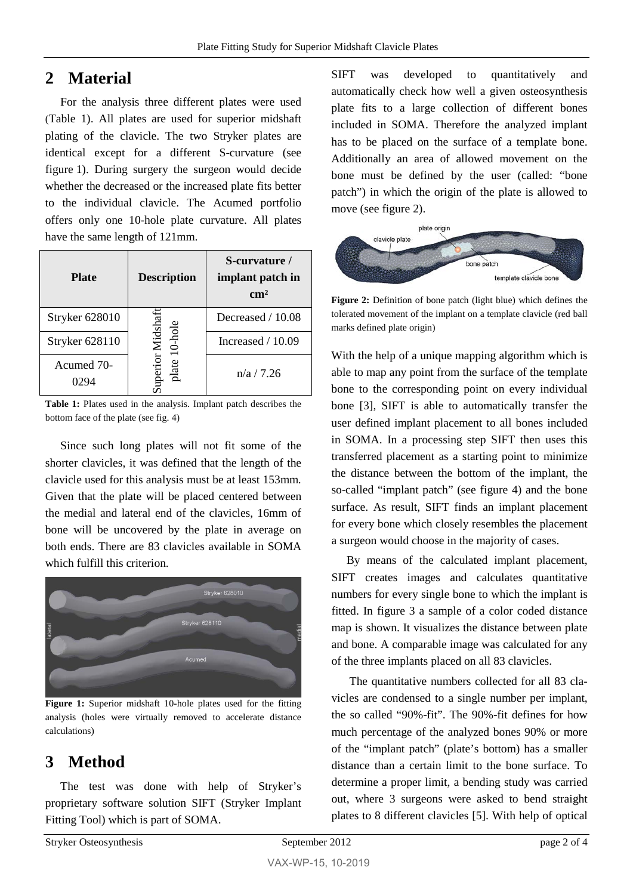# 2 Material

For the analysis three different plates were used (Table 1). All plates are used for superior midshaft plating of the clavicle. The two Stryker plates are identical except for a different S-curvature (see figure 1). During surgery the surgeon would decide whether the decreased or the increased plate fits better to the individual clavicle. The Acumed portfolio offers only one 10-hole plate curvature. All plates have the same length of 121mm.

| Plate | Description | S-curvature / implant patch in cm² |
|---|---|---|
| Stryker 628010 | Superior Midshaft plate 10-hole | Decreased / 10.08 |
| Stryker 628110 | | Increased / 10.09 |
| Acumed 70-0294 | | n/a / 7.26 |

**Table 1:** Plates used in the analysis. Implant patch describes the bottom face of the plate (see fig. 4)

Since such long plates will not fit some of the shorter clavicles, it was defined that the length of the clavicle used for this analysis must be at least 153mm. Given that the plate will be placed centered between the medial and lateral end of the clavicles, 16mm of bone will be uncovered by the plate in average on both ends. There are 83 clavicles available in SOMA which fulfill this criterion.

**Figure 1:** Superior midshaft 10-hole plates used for the fitting analysis (holes were virtually removed to accelerate distance calculations)

# 3 Method

The test was done with help of Stryker's proprietary software solution SIFT (Stryker Implant Fitting Tool) which is part of SOMA.

SIFT was developed to quantitatively and automatically check how well a given osteosynthesis plate fits to a large collection of different bones included in SOMA. Therefore the analyzed implant has to be placed on the surface of a template bone. Additionally an area of allowed movement on the bone must be defined by the user (called: "bone patch") in which the origin of the plate is allowed to move (see figure 2).

**Figure 2:** Definition of bone patch (light blue) which defines the tolerated movement of the implant on a template clavicle (red ball marks defined plate origin)

With the help of a unique mapping algorithm which is able to map any point from the surface of the template bone to the corresponding point on every individual bone [3], SIFT is able to automatically transfer the user defined implant placement to all bones included in SOMA. In a processing step SIFT then uses this transferred placement as a starting point to minimize the distance between the bottom of the implant, the so-called "implant patch" (see figure 4) and the bone surface. As result, SIFT finds an implant placement for every bone which closely resembles the placement a surgeon would choose in the majority of cases.

By means of the calculated implant placement, SIFT creates images and calculates quantitative numbers for every single bone to which the implant is fitted. In figure 3 a sample of a color coded distance map is shown. It visualizes the distance between plate and bone. A comparable image was calculated for any of the three implants placed on all 83 clavicles.

The quantitative numbers collected for all 83 clavicles are condensed to a single number per implant, the so called "90%-fit". The 90%-fit defines for how much percentage of the analyzed bones 90% or more of the "implant patch" (plate's bottom) has a smaller distance than a certain limit to the bone surface. To determine a proper limit, a bending study was carried out, where 3 surgeons were asked to bend straight plates to 8 different clavicles [5]. With help of optical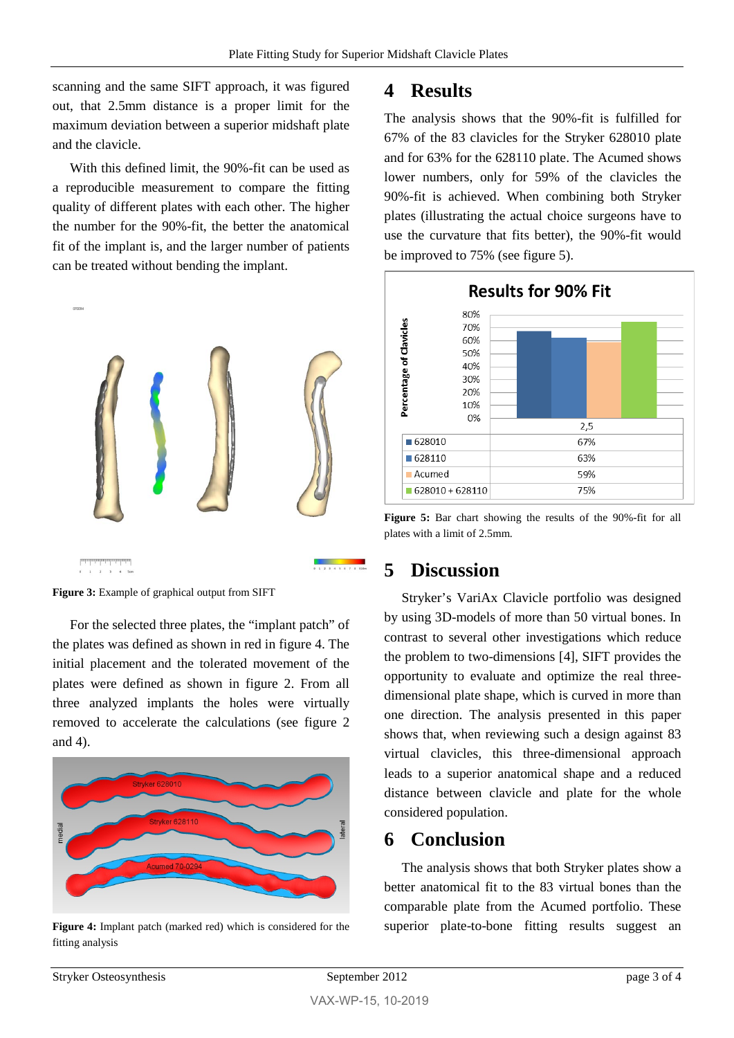scanning and the same SIFT approach, it was figured out, that 2.5mm distance is a proper limit for the maximum deviation between a superior midshaft plate and the clavicle.

With this defined limit, the 90%-fit can be used as a reproducible measurement to compare the fitting quality of different plates with each other. The higher the number for the 90%-fit, the better the anatomical fit of the implant is, and the larger number of patients can be treated without bending the implant.

**Figure 3:** Example of graphical output from SIFT

For the selected three plates, the "implant patch" of the plates was defined as shown in red in figure 4. The initial placement and the tolerated movement of the plates were defined as shown in figure 2. From all three analyzed implants the holes were virtually removed to accelerate the calculations (see figure 2 and 4).

**Figure 4:** Implant patch (marked red) which is considered for the fitting analysis

# 4 Results

The analysis shows that the 90%-fit is fulfilled for 67% of the 83 clavicles for the Stryker 628010 plate and for 63% for the 628110 plate. The Acumed shows lower numbers, only for 59% of the clavicles the 90%-fit is achieved. When combining both Stryker plates (illustrating the actual choice surgeons have to use the curvature that fits better), the 90%-fit would be improved to 75% (see figure 5).

**Results for 90% Fit**

| | 2,5 |
|---|---|
| 628010 | 67% |
| 628110 | 63% |
| Acumed | 59% |
| 628010 + 628110 | 75% |

**Figure 5:** Bar chart showing the results of the 90%-fit for all plates with a limit of 2.5mm.

# 5 Discussion

Stryker's VariAx Clavicle portfolio was designed by using 3D-models of more than 50 virtual bones. In contrast to several other investigations which reduce the problem to two-dimensions [4], SIFT provides the opportunity to evaluate and optimize the real three-dimensional plate shape, which is curved in more than one direction. The analysis presented in this paper shows that, when reviewing such a design against 83 virtual clavicles, this three-dimensional approach leads to a superior anatomical shape and a reduced distance between clavicle and plate for the whole considered population.

# 6 Conclusion

The analysis shows that both Stryker plates show a better anatomical fit to the 83 virtual bones than the comparable plate from the Acumed portfolio. These superior plate-to-bone fitting results suggest an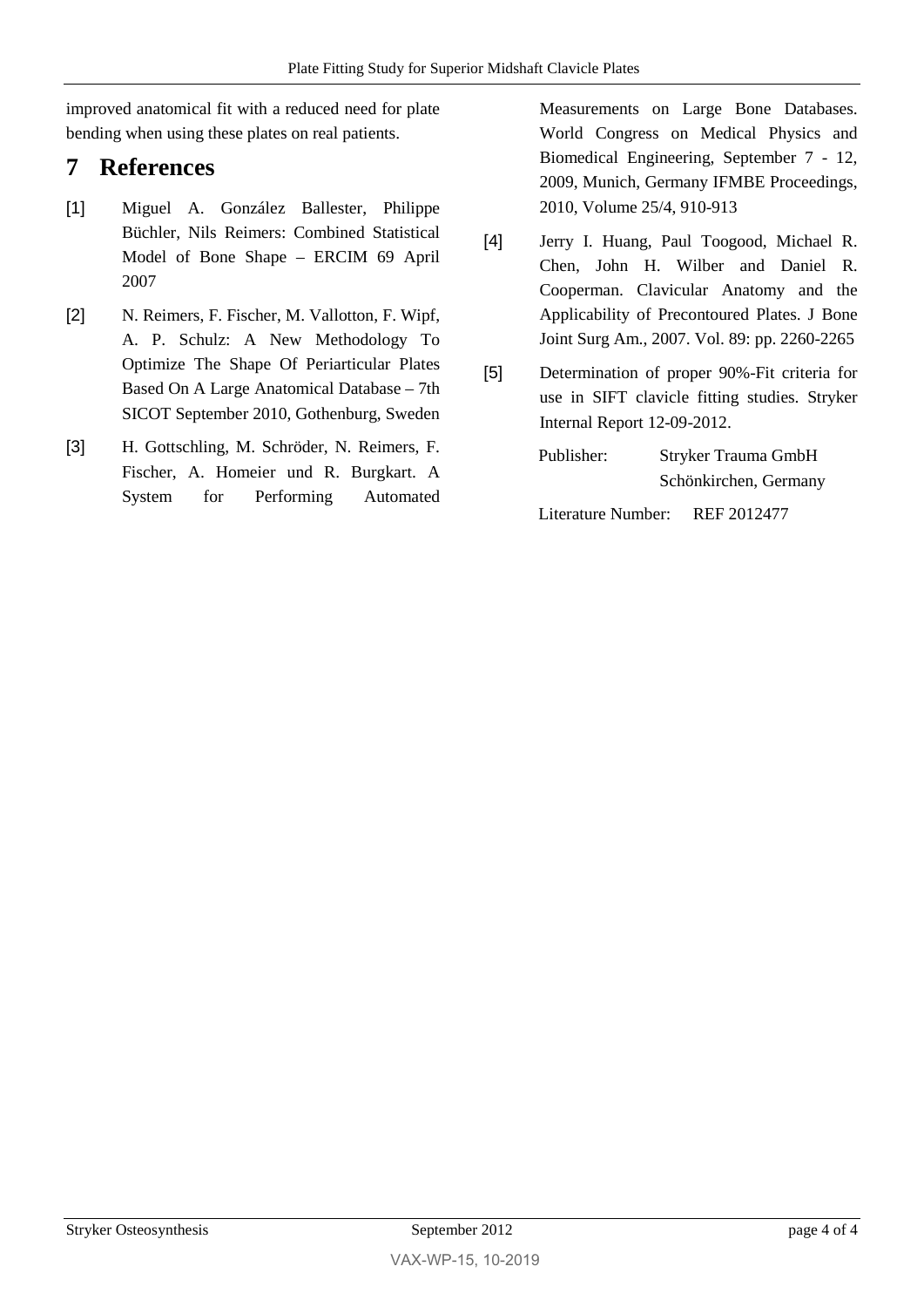improved anatomical fit with a reduced need for plate bending when using these plates on real patients.

# 7 References

[1] Miguel A. González Ballester, Philippe Büchler, Nils Reimers: Combined Statistical Model of Bone Shape – ERCIM 69 April 2007

[2] N. Reimers, F. Fischer, M. Vallotton, F. Wipf, A. P. Schulz: A New Methodology To Optimize The Shape Of Periarticular Plates Based On A Large Anatomical Database – 7th SICOT September 2010, Gothenburg, Sweden

[3] H. Gottschling, M. Schröder, N. Reimers, F. Fischer, A. Homeier und R. Burgkart. A System for Performing Automated Measurements on Large Bone Databases. World Congress on Medical Physics and Biomedical Engineering, September 7 - 12, 2009, Munich, Germany IFMBE Proceedings, 2010, Volume 25/4, 910-913

[4] Jerry I. Huang, Paul Toogood, Michael R. Chen, John H. Wilber and Daniel R. Cooperman. Clavicular Anatomy and the Applicability of Precontoured Plates. J Bone Joint Surg Am., 2007. Vol. 89: pp. 2260-2265

[5] Determination of proper 90%-Fit criteria for use in SIFT clavicle fitting studies. Stryker Internal Report 12-09-2012.

Publisher: Stryker Trauma GmbH
Schönkirchen, Germany

Literature Number: REF 2012477

VAX-WP-15, 10-2019